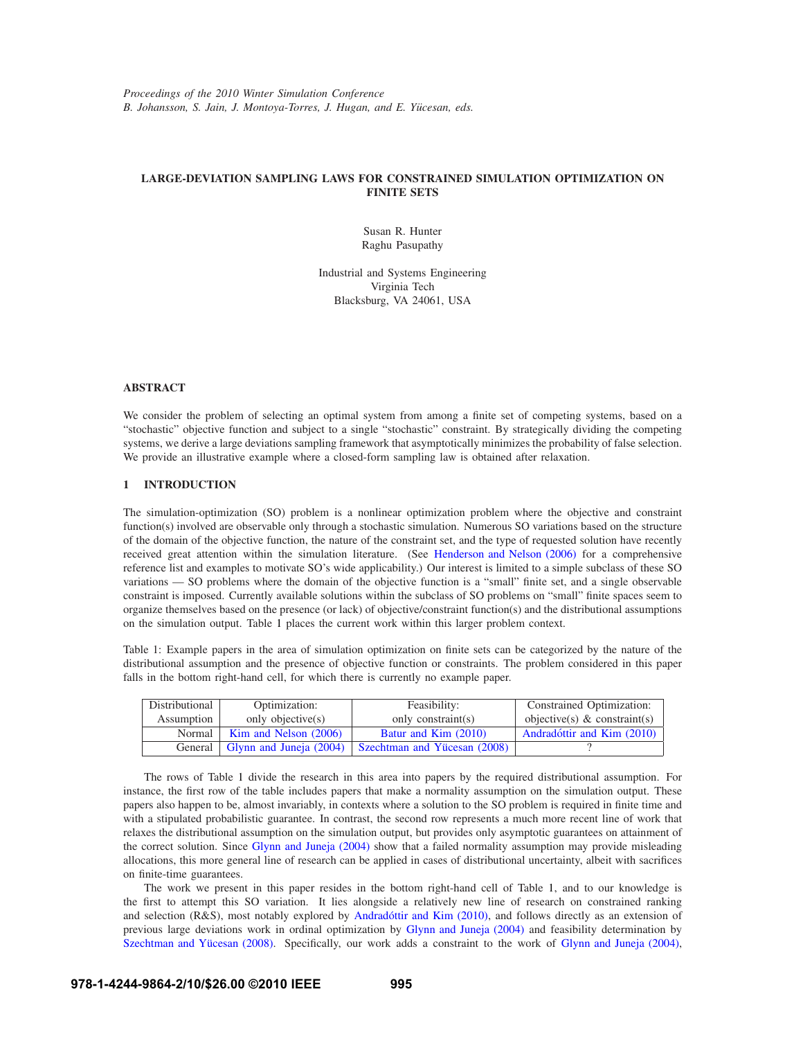*Proceedings of the 2010 Winter Simulation Conference*
*B. Johansson, S. Jain, J. Montoya-Torres, J. Hugan, and E. Yücesan, eds.*

# LARGE-DEVIATION SAMPLING LAWS FOR CONSTRAINED SIMULATION OPTIMIZATION ON FINITE SETS

Susan R. Hunter
Raghu Pasupathy

Industrial and Systems Engineering
Virginia Tech
Blacksburg, VA 24061, USA

## ABSTRACT

We consider the problem of selecting an optimal system from among a finite set of competing systems, based on a "stochastic" objective function and subject to a single "stochastic" constraint. By strategically dividing the competing systems, we derive a large deviations sampling framework that asymptotically minimizes the probability of false selection. We provide an illustrative example where a closed-form sampling law is obtained after relaxation.

## 1 INTRODUCTION

The simulation-optimization (SO) problem is a nonlinear optimization problem where the objective and constraint function(s) involved are observable only through a stochastic simulation. Numerous SO variations based on the structure of the domain of the objective function, the nature of the constraint set, and the type of requested solution have recently received great attention within the simulation literature. (See Henderson and Nelson (2006) for a comprehensive reference list and examples to motivate SO's wide applicability.) Our interest is limited to a simple subclass of these SO variations — SO problems where the domain of the objective function is a "small" finite set, and a single observable constraint is imposed. Currently available solutions within the subclass of SO problems on "small" finite spaces seem to organize themselves based on the presence (or lack) of objective/constraint function(s) and the distributional assumptions on the simulation output. Table 1 places the current work within this larger problem context.

Table 1: Example papers in the area of simulation optimization on finite sets can be categorized by the nature of the distributional assumption and the presence of objective function or constraints. The problem considered in this paper falls in the bottom right-hand cell, for which there is currently no example paper.

| Distributional Assumption | Optimization: only objective(s) | Feasibility: only constraint(s) | Constrained Optimization: objective(s) & constraint(s) |
|---|---|---|---|
| Normal | Kim and Nelson (2006) | Batur and Kim (2010) | Andradóttir and Kim (2010) |
| General | Glynn and Juneja (2004) | Szechtman and Yücesan (2008) | ? |

The rows of Table 1 divide the research in this area into papers by the required distributional assumption. For instance, the first row of the table includes papers that make a normality assumption on the simulation output. These papers also happen to be, almost invariably, in contexts where a solution to the SO problem is required in finite time and with a stipulated probabilistic guarantee. In contrast, the second row represents a much more recent line of work that relaxes the distributional assumption on the simulation output, but provides only asymptotic guarantees on attainment of the correct solution. Since Glynn and Juneja (2004) show that a failed normality assumption may provide misleading allocations, this more general line of research can be applied in cases of distributional uncertainty, albeit with sacrifices on finite-time guarantees.

The work we present in this paper resides in the bottom right-hand cell of Table 1, and to our knowledge is the first to attempt this SO variation. It lies alongside a relatively new line of research on constrained ranking and selection (R&S), most notably explored by Andradóttir and Kim (2010), and follows directly as an extension of previous large deviations work in ordinal optimization by Glynn and Juneja (2004) and feasibility determination by Szechtman and Yücesan (2008). Specifically, our work adds a constraint to the work of Glynn and Juneja (2004),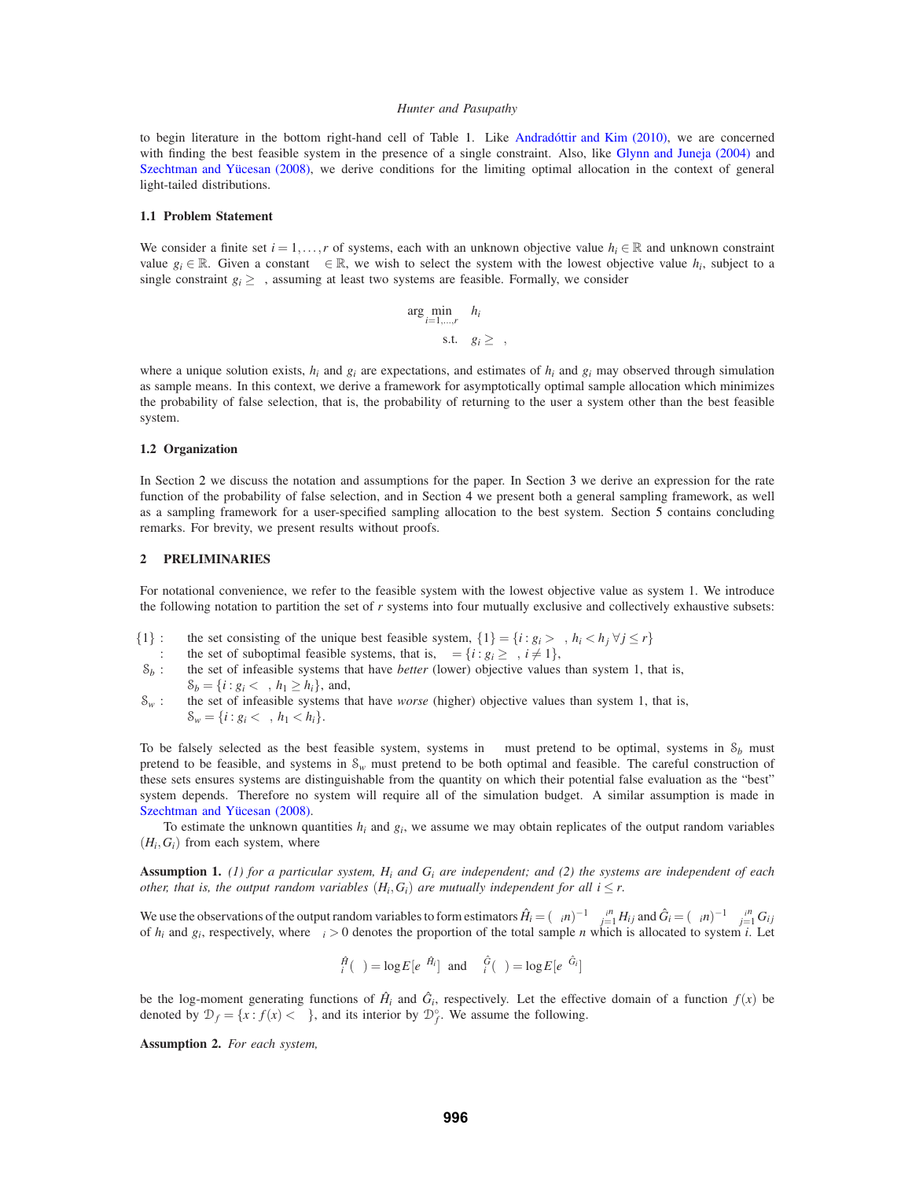to begin literature in the bottom right-hand cell of Table 1. Like Andradóttir and Kim (2010), we are concerned with finding the best feasible system in the presence of a single constraint. Also, like Glynn and Juneja (2004) and Szechtman and Yücesan (2008), we derive conditions for the limiting optimal allocation in the context of general light-tailed distributions.

### 1.1 Problem Statement

We consider a finite set $i = 1, \ldots, r$ of systems, each with an unknown objective value $h_i \in \mathbb{R}$ and unknown constraint value $g_i \in \mathbb{R}$. Given a constant $\gamma \in \mathbb{R}$, we wish to select the system with the lowest objective value $h_i$, subject to a single constraint $g_i \geq \gamma$, assuming at least two systems are feasible. Formally, we consider

$$
\begin{aligned}
\arg\min_{i=1,\ldots,r} \quad & h_i \\
\text{s.t.} \quad & g_i \geq \gamma,
\end{aligned}
$$

where a unique solution exists, $h_i$ and $g_i$ are expectations, and estimates of $h_i$ and $g_i$ may observed through simulation as sample means. In this context, we derive a framework for asymptotically optimal sample allocation which minimizes the probability of false selection, that is, the probability of returning to the user a system other than the best feasible system.

### 1.2 Organization

In Section 2 we discuss the notation and assumptions for the paper. In Section 3 we derive an expression for the rate function of the probability of false selection, and in Section 4 we present both a general sampling framework, as well as a sampling framework for a user-specified sampling allocation to the best system. Section 5 contains concluding remarks. For brevity, we present results without proofs.

## 2 PRELIMINARIES

For notational convenience, we refer to the feasible system with the lowest objective value as system 1. We introduce the following notation to partition the set of $r$ systems into four mutually exclusive and collectively exhaustive subsets:

- $\{1\}$ : the set consisting of the unique best feasible system, $\{1\} = \{i : g_i > \gamma, h_i < h_j \; \forall j \leq r\}$
- $\Gamma$ : the set of suboptimal feasible systems, that is, $\Gamma = \{i : g_i \geq \gamma, i \neq 1\}$,
- $\mathcal{S}_b$ : the set of infeasible systems that have *better* (lower) objective values than system 1, that is, $\mathcal{S}_b = \{i : g_i < \gamma, h_1 \geq h_i\}$, and,
- $\mathcal{S}_w$ : the set of infeasible systems that have *worse* (higher) objective values than system 1, that is, $\mathcal{S}_w = \{i : g_i < \gamma, h_1 < h_i\}$.

To be falsely selected as the best feasible system, systems in $\Gamma$ must pretend to be optimal, systems in $\mathcal{S}_b$ must pretend to be feasible, and systems in $\mathcal{S}_w$ must pretend to be both optimal and feasible. The careful construction of these sets ensures systems are distinguishable from the quantity on which their potential false evaluation as the "best" system depends. Therefore no system will require all of the simulation budget. A similar assumption is made in Szechtman and Yücesan (2008).

To estimate the unknown quantities $h_i$ and $g_i$, we assume we may obtain replicates of the output random variables $(H_i, G_i)$ from each system, where

**Assumption 1.** *(1) for a particular system, $H_i$ and $G_i$ are independent; and (2) the systems are independent of each other, that is, the output random variables $(H_i, G_i)$ are mutually independent for all $i \leq r$.*

We use the observations of the output random variables to form estimators $\hat{H}_i = (\alpha_i n)^{-1} \sum_{j=1}^{\alpha_i n} H_{ij}$ and $\hat{G}_i = (\alpha_i n)^{-1} \sum_{j=1}^{\alpha_i n} G_{ij}$ of $h_i$ and $g_i$, respectively, where $\alpha_i > 0$ denotes the proportion of the total sample $n$ which is allocated to system $i$. Let

$$
\Lambda_i^{\hat{H}}(\theta) = \log E[e^{\theta \hat{H}_i}] \quad \text{and} \quad \Lambda_i^{\hat{G}}(\theta) = \log E[e^{\theta \hat{G}_i}]
$$

be the log-moment generating functions of $\hat{H}_i$ and $\hat{G}_i$, respectively. Let the effective domain of a function $f(x)$ be denoted by $\mathcal{D}_f = \{x : f(x) < \infty\}$, and its interior by $\mathcal{D}_f^\circ$. We assume the following.

**Assumption 2.** *For each system,*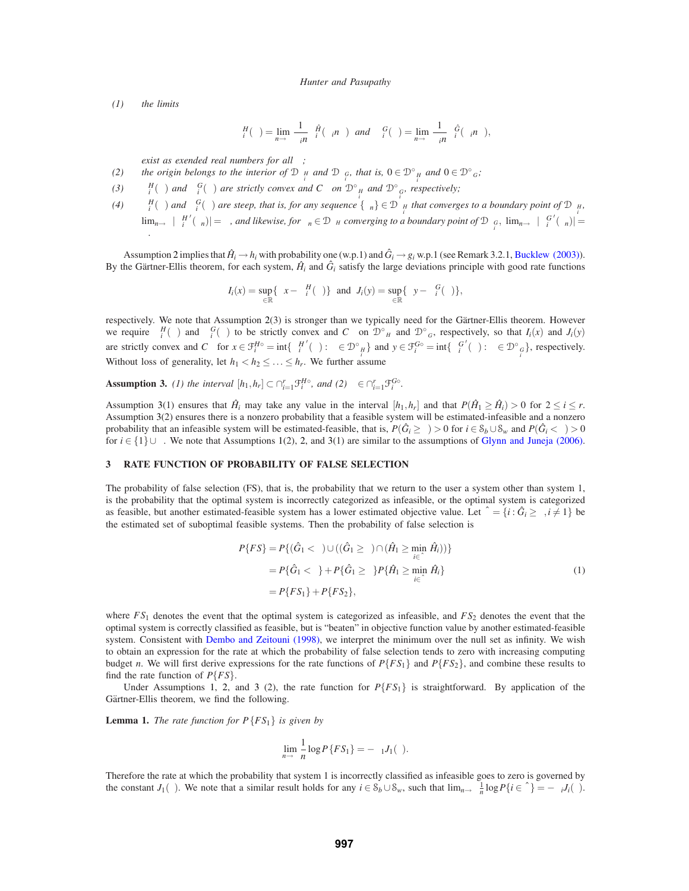(1) the limits

$$\Lambda_i^H(\theta) = \lim_{n\to\infty} \frac{1}{\alpha_i n} \Lambda_i^{\hat{H}}(\alpha_i n\theta) \text{ and } \Lambda_i^G(\theta) = \lim_{n\to\infty} \frac{1}{\alpha_i n} \Lambda_i^{\hat{G}}(\alpha_i n\theta),$$

exist as exended real numbers for all $\theta$;

(2) the origin belongs to the interior of $\mathcal{D}_{\Lambda_i^H}$ and $\mathcal{D}_{\Lambda_i^G}$, that is, $0 \in \mathcal{D}^{\circ}_{\Lambda_i^H}$ and $0 \in \mathcal{D}^{\circ}_{\Lambda_i^G}$;

(3) $\Lambda_i^H(\theta)$ and $\Lambda_i^G(\theta)$ are strictly convex and $C^\infty$ on $\mathcal{D}^{\circ}_{\Lambda_i^H}$ and $\mathcal{D}^{\circ}_{\Lambda_i^G}$, respectively;

(4) $\Lambda_i^H(\theta)$ and $\Lambda_i^G(\theta)$ are steep, that is, for any sequence $\{\theta_n\} \in \mathcal{D}_{\Lambda_i^H}$ that converges to a boundary point of $\mathcal{D}_{\Lambda_i^H}$, $\lim_{n\to\infty} |\Lambda_i^{H\prime}(\theta_n)| = \infty$, and likewise, for $\theta_n \in \mathcal{D}_{\Lambda_i^H}$ converging to a boundary point of $\mathcal{D}_{\Lambda_i^G}$, $\lim_{n\to\infty} |\Lambda_i^{G\prime}(\theta_n)| = \infty$.

Assumption 2 implies that $\hat{H}_i \to h_i$ with probability one (w.p.1) and $\hat{G}_i \to g_i$ w.p.1 (see Remark 3.2.1, Bucklew (2003)). By the Gärtner-Ellis theorem, for each system, $\hat{H}_i$ and $\hat{G}_i$ satisfy the large deviations principle with good rate functions

$$I_i(x) = \sup_{\theta\in\mathbb{R}}\{\theta x - \Lambda_i^H(\theta)\} \text{ and } J_i(y) = \sup_{\theta\in\mathbb{R}}\{\theta y - \Lambda_i^G(\theta)\},$$

respectively. We note that Assumption 2(3) is stronger than we typically need for the Gärtner-Ellis theorem. However we require $\Lambda_i^H(\theta)$ and $\Lambda_i^G(\theta)$ to be strictly convex and $C^\infty$ on $\mathcal{D}^{\circ}_{\Lambda_i^H}$ and $\mathcal{D}^{\circ}_{\Lambda_i^G}$, respectively, so that $I_i(x)$ and $J_i(y)$ are strictly convex and $C^\infty$ for $x \in \mathcal{F}_i^{H\circ} = \text{int}\{\Lambda_i^{H\prime}(\theta) : \theta \in \mathcal{D}^{\circ}_{\Lambda_i^H}\}$ and $y \in \mathcal{F}_i^{G\circ} = \text{int}\{\Lambda_i^{G\prime}(\theta) : \theta \in \mathcal{D}^{\circ}_{\Lambda_i^G}\}$, respectively. Without loss of generality, let $h_1 < h_2 \le \ldots \le h_r$. We further assume

**Assumption 3.** *(1) the interval $[h_1, h_r] \subset \cap_{i=1}^r \mathcal{F}_i^{H\circ}$, and (2) $\gamma \in \cap_{i=1}^r \mathcal{F}_i^{G\circ}$.*

Assumption 3(1) ensures that $\hat{H}_i$ may take any value in the interval $[h_1, h_r]$ and that $P(\hat{H}_1 \ge \hat{H}_i) > 0$ for $2 \le i \le r$. Assumption 3(2) ensures there is a nonzero probability that a feasible system will be estimated-infeasible and a nonzero probability that an infeasible system will be estimated-feasible, that is, $P(\hat{G}_i \ge \gamma) > 0$ for $i \in \mathcal{S}_b \cup \mathcal{S}_w$ and $P(\hat{G}_i < \gamma) > 0$ for $i \in \{1\} \cup \Gamma$. We note that Assumptions 1(2), 2, and 3(1) are similar to the assumptions of Glynn and Juneja (2006).

## 3 RATE FUNCTION OF PROBABILITY OF FALSE SELECTION

The probability of false selection (FS), that is, the probability that we return to the user a system other than system 1, is the probability that the optimal system is incorrectly categorized as infeasible, or the optimal system is categorized as feasible, but another estimated-feasible system has a lower estimated objective value. Let $\hat{\Gamma} = \{i : \hat{G}_i \ge \gamma, i \ne 1\}$ be the estimated set of suboptimal feasible systems. Then the probability of false selection is

$$\begin{aligned}
P\{FS\} &= P\{(\hat{G}_1 < \gamma) \cup ((\hat{G}_1 \ge \gamma) \cap (\hat{H}_1 \ge \min_{i\in\hat{\Gamma}} \hat{H}_i))\} \\
&= P\{\hat{G}_1 < \gamma\} + P\{\hat{G}_1 \ge \gamma\} P\{\hat{H}_1 \ge \min_{i\in\hat{\Gamma}} \hat{H}_i\} \\
&= P\{FS_1\} + P\{FS_2\},
\end{aligned} \tag{1}$$

where $FS_1$ denotes the event that the optimal system is categorized as infeasible, and $FS_2$ denotes the event that the optimal system is correctly classified as feasible, but is "beaten" in objective function value by another estimated-feasible system. Consistent with Dembo and Zeitouni (1998), we interpret the minimum over the null set as infinity. We wish to obtain an expression for the rate at which the probability of false selection tends to zero with increasing computing budget $n$. We will first derive expressions for the rate functions of $P\{FS_1\}$ and $P\{FS_2\}$, and combine these results to find the rate function of $P\{FS\}$.

Under Assumptions 1, 2, and 3 (2), the rate function for $P\{FS_1\}$ is straightforward. By application of the Gärtner-Ellis theorem, we find the following.

**Lemma 1.** *The rate function for $P\{FS_1\}$ is given by*

$$\lim_{n\to\infty} \frac{1}{n} \log P\{FS_1\} = -\alpha_1 J_1(\gamma).$$

Therefore the rate at which the probability that system 1 is incorrectly classified as infeasible goes to zero is governed by the constant $J_1(\gamma)$. We note that a similar result holds for any $i \in \mathcal{S}_b \cup \mathcal{S}_w$, such that $\lim_{n\to\infty} \frac{1}{n} \log P\{i \notin \hat{\Gamma}\} = -\alpha_i J_i(\gamma)$.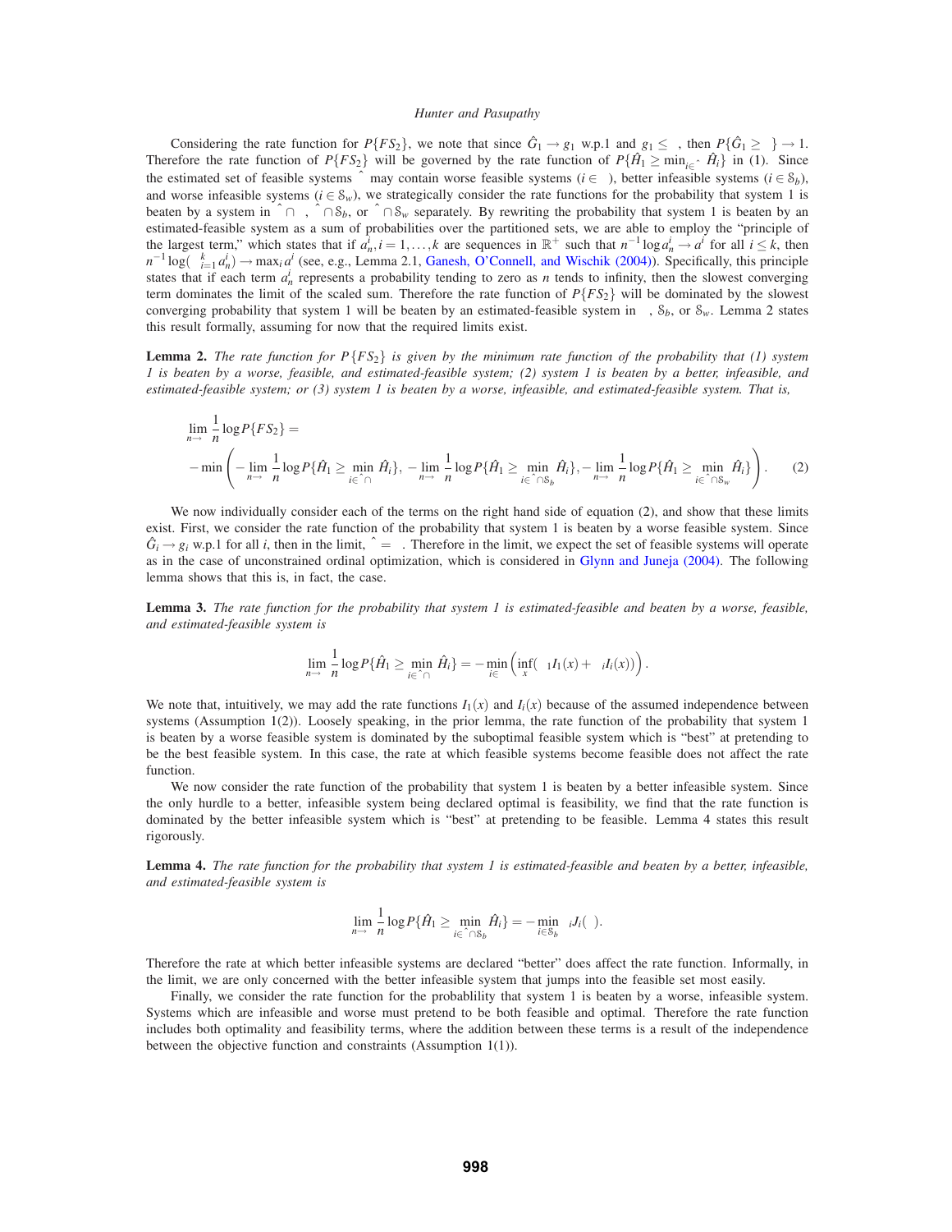Considering the rate function for $P\{FS_2\}$, we note that since $\hat{G}_1 \to g_1$ w.p.1 and $g_1 \leq \gamma$, then $P\{\hat{G}_1 \geq \gamma\} \to 1$. Therefore the rate function of $P\{FS_2\}$ will be governed by the rate function of $P\{\hat{H}_1 \geq \min_{i\in\hat{\Gamma}} \hat{H}_i\}$ in (1). Since the estimated set of feasible systems $\hat{\Gamma}$ may contain worse feasible systems ($i \in \Gamma$), better infeasible systems ($i \in \mathcal{S}_b$), and worse infeasible systems ($i \in \mathcal{S}_w$), we strategically consider the rate functions for the probability that system 1 is beaten by a system in $\hat{\Gamma} \cap \Gamma$, $\hat{\Gamma} \cap \mathcal{S}_b$, or $\hat{\Gamma} \cap \mathcal{S}_w$ separately. By rewriting the probability that system 1 is beaten by an estimated-feasible system as a sum of probabilities over the partitioned sets, we are able to employ the "principle of the largest term," which states that if $a_n^i, i = 1,\ldots,k$ are sequences in $\mathbb{R}^+$ such that $n^{-1}\log a_n^i \to a^i$ for all $i \leq k$, then $n^{-1}\log(\sum_{i=1}^k a_n^i) \to \max_i a^i$ (see, e.g., Lemma 2.1, Ganesh, O'Connell, and Wischik (2004)). Specifically, this principle states that if each term $a_n^i$ represents a probability tending to zero as $n$ tends to infinity, then the slowest converging term dominates the limit of the scaled sum. Therefore the rate function of $P\{FS_2\}$ will be dominated by the slowest converging probability that system 1 will be beaten by an estimated-feasible system in $\Gamma$, $\mathcal{S}_b$, or $\mathcal{S}_w$. Lemma 2 states this result formally, assuming for now that the required limits exist.

**Lemma 2.** *The rate function for $P\{FS_2\}$ is given by the minimum rate function of the probability that (1) system 1 is beaten by a worse, feasible, and estimated-feasible system; (2) system 1 is beaten by a better, infeasible, and estimated-feasible system; or (3) system 1 is beaten by a worse, infeasible, and estimated-feasible system. That is,*

$$\lim_{n\to\infty} \frac{1}{n}\log P\{FS_2\} =$$
$$-\min\left(-\lim_{n\to\infty}\frac{1}{n}\log P\{\hat{H}_1 \geq \min_{i\in\hat{\Gamma}\cap\Gamma} \hat{H}_i\},\ -\lim_{n\to\infty}\frac{1}{n}\log P\{\hat{H}_1 \geq \min_{i\in\hat{\Gamma}\cap\mathcal{S}_b} \hat{H}_i\}, -\lim_{n\to\infty}\frac{1}{n}\log P\{\hat{H}_1 \geq \min_{i\in\hat{\Gamma}\cap\mathcal{S}_w} \hat{H}_i\}\right). \quad (2)$$

We now individually consider each of the terms on the right hand side of equation (2), and show that these limits exist. First, we consider the rate function of the probability that system 1 is beaten by a worse feasible system. Since $\hat{G}_i \to g_i$ w.p.1 for all $i$, then in the limit, $\hat{\Gamma} = \Gamma$. Therefore in the limit, we expect the set of feasible systems will operate as in the case of unconstrained ordinal optimization, which is considered in Glynn and Juneja (2004). The following lemma shows that this is, in fact, the case.

**Lemma 3.** *The rate function for the probability that system 1 is estimated-feasible and beaten by a worse, feasible, and estimated-feasible system is*

$$\lim_{n\to\infty}\frac{1}{n}\log P\{\hat{H}_1 \geq \min_{i\in\hat{\Gamma}\cap\Gamma} \hat{H}_i\} = -\min_{i\in\Gamma}\left(\inf_x(\alpha_1 I_1(x) + \alpha_i I_i(x))\right).$$

We note that, intuitively, we may add the rate functions $I_1(x)$ and $I_i(x)$ because of the assumed independence between systems (Assumption 1(2)). Loosely speaking, in the prior lemma, the rate function of the probability that system 1 is beaten by a worse feasible system is dominated by the suboptimal feasible system which is "best" at pretending to be the best feasible system. In this case, the rate at which feasible systems become feasible does not affect the rate function.

We now consider the rate function of the probability that system 1 is beaten by a better infeasible system. Since the only hurdle to a better, infeasible system being declared optimal is feasibility, we find that the rate function is dominated by the better infeasible system which is "best" at pretending to be feasible. Lemma 4 states this result rigorously.

**Lemma 4.** *The rate function for the probability that system 1 is estimated-feasible and beaten by a better, infeasible, and estimated-feasible system is*

$$\lim_{n\to\infty}\frac{1}{n}\log P\{\hat{H}_1 \geq \min_{i\in\hat{\Gamma}\cap\mathcal{S}_b} \hat{H}_i\} = -\min_{i\in\mathcal{S}_b} \alpha_i J_i(\gamma).$$

Therefore the rate at which better infeasible systems are declared "better" does affect the rate function. Informally, in the limit, we are only concerned with the better infeasible system that jumps into the feasible set most easily.

Finally, we consider the rate function for the probablility that system 1 is beaten by a worse, infeasible system. Systems which are infeasible and worse must pretend to be both feasible and optimal. Therefore the rate function includes both optimality and feasibility terms, where the addition between these terms is a result of the independence between the objective function and constraints (Assumption 1(1)).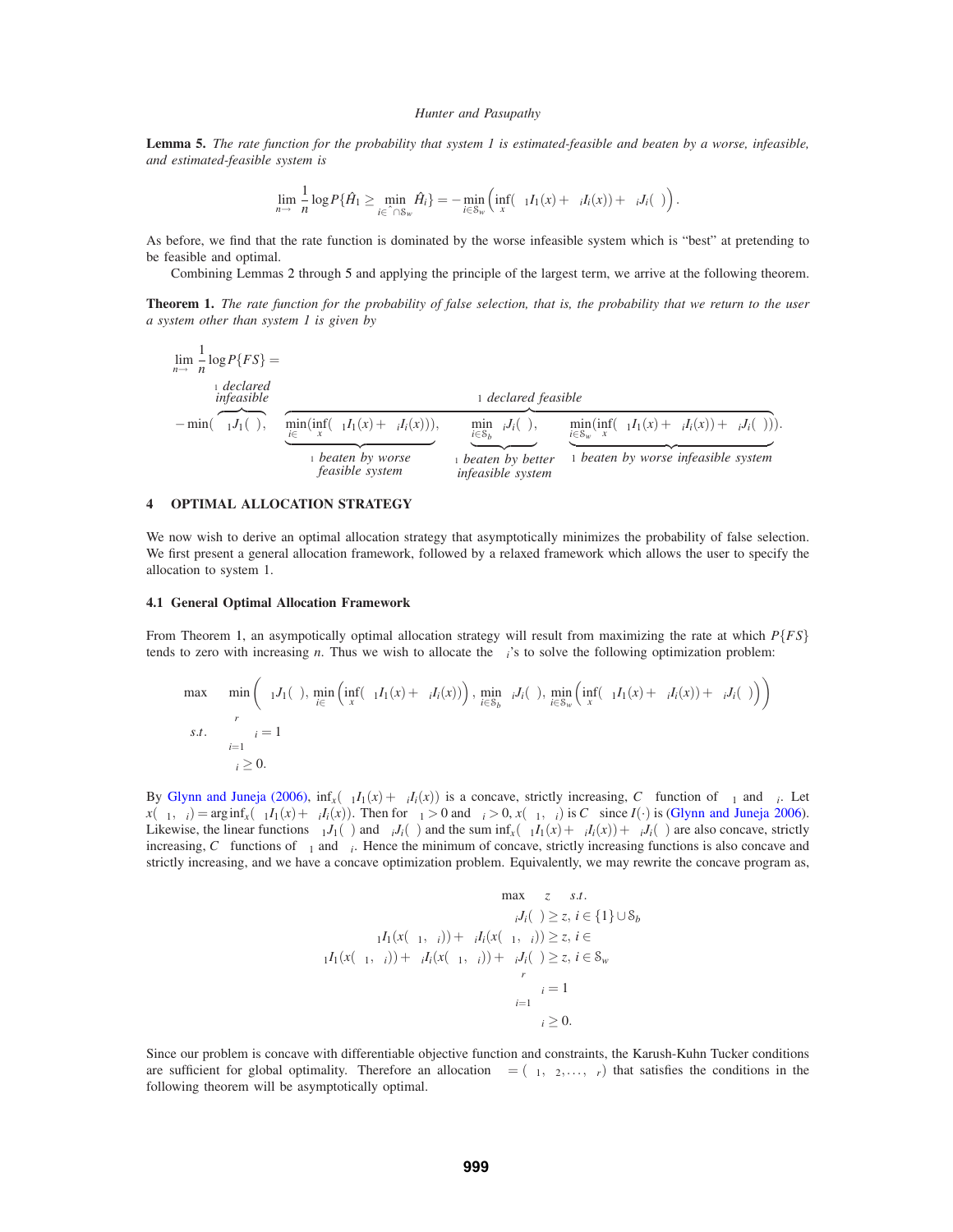**Lemma 5.** *The rate function for the probability that system 1 is estimated-feasible and beaten by a worse, infeasible, and estimated-feasible system is*

$$\lim_{n\to\infty}\frac{1}{n}\log P\{\hat{H}_1 \geq \min_{i\in\hat{\Gamma}\cap\mathcal{S}_w}\hat{H}_i\} = -\min_{i\in\mathcal{S}_w}\left(\inf_x(\alpha_1 I_1(x)+\alpha_i I_i(x))+\alpha_i J_i(\gamma)\right).$$

As before, we find that the rate function is dominated by the worse infeasible system which is "best" at pretending to be feasible and optimal.

Combining Lemmas 2 through 5 and applying the principle of the largest term, we arrive at the following theorem.

**Theorem 1.** *The rate function for the probability of false selection, that is, the probability that we return to the user a system other than system 1 is given by*

$$\lim_{n\to\infty}\frac{1}{n}\log P\{FS\} =$$

$$-\min(\overbrace{\alpha_1 J_1(\gamma)}^{1\ \textit{declared infeasible}},\ \overbrace{\underbrace{\min_{i\in\Gamma}(\inf_x(\alpha_1 I_1(x)+\alpha_i I_i(x)))}_{1\ \textit{beaten by worse feasible system}},\ \underbrace{\min_{i\in\mathcal{S}_b}\alpha_i J_i(\gamma)}_{1\ \textit{beaten by better infeasible system}},\ \underbrace{\min_{i\in\mathcal{S}_w}(\inf_x(\alpha_1 I_1(x)+\alpha_i I_i(x))+\alpha_i J_i(\gamma))}_{1\ \textit{beaten by worse infeasible system}}}^{1\ \textit{declared feasible}}).$$

## 4 OPTIMAL ALLOCATION STRATEGY

We now wish to derive an optimal allocation strategy that asymptotically minimizes the probability of false selection. We first present a general allocation framework, followed by a relaxed framework which allows the user to specify the allocation to system 1.

### 4.1 General Optimal Allocation Framework

From Theorem 1, an asympotically optimal allocation strategy will result from maximizing the rate at which $P\{FS\}$ tends to zero with increasing $n$. Thus we wish to allocate the $\alpha_i$'s to solve the following optimization problem:

$$\begin{aligned}
\max\quad & \min\left(\alpha_1 J_1(\gamma),\ \min_{i\in\Gamma}\left(\inf_x(\alpha_1 I_1(x)+\alpha_i I_i(x))\right),\ \min_{i\in\mathcal{S}_b}\alpha_i J_i(\gamma),\ \min_{i\in\mathcal{S}_w}\left(\inf_x(\alpha_1 I_1(x)+\alpha_i I_i(x))+\alpha_i J_i(\gamma)\right)\right)\\
s.t.\quad & \sum_{i=1}^{r}\alpha_i = 1\\
& \alpha_i \geq 0.
\end{aligned}$$

By Glynn and Juneja (2006), $\inf_x(\alpha_1 I_1(x)+\alpha_i I_i(x))$ is a concave, strictly increasing, $C^\infty$ function of $\alpha_1$ and $\alpha_i$. Let $x(\alpha_1,\alpha_i)=\arg\inf_x(\alpha_1 I_1(x)+\alpha_i I_i(x))$. Then for $\alpha_1>0$ and $\alpha_i>0$, $x(\alpha_1,\alpha_i)$ is $C^\infty$ since $I(\cdot)$ is (Glynn and Juneja 2006). Likewise, the linear functions $\alpha_1 J_1(\gamma)$ and $\alpha_i J_i(\gamma)$ and the sum $\inf_x(\alpha_1 I_1(x)+\alpha_i I_i(x))+\alpha_i J_i(\gamma)$ are also concave, strictly increasing, $C^\infty$ functions of $\alpha_1$ and $\alpha_i$. Hence the minimum of concave, strictly increasing functions is also concave and strictly increasing, and we have a concave optimization problem. Equivalently, we may rewrite the concave program as,

$$\begin{aligned}
\max\quad & z \quad s.t.\\
& \alpha_i J_i(\gamma)\geq z,\ i\in\{1\}\cup\mathcal{S}_b\\
\alpha_1 I_1(x(\alpha_1,\alpha_i)) + & \alpha_i I_i(x(\alpha_1,\alpha_i))\geq z,\ i\in\Gamma\\
\alpha_1 I_1(x(\alpha_1,\alpha_i))+\alpha_i I_i(x(\alpha_1,\alpha_i)) + & \alpha_i J_i(\gamma)\geq z,\ i\in\mathcal{S}_w\\
& \sum_{i=1}^{r}\alpha_i = 1\\
& \alpha_i\geq 0.
\end{aligned}$$

Since our problem is concave with differentiable objective function and constraints, the Karush-Kuhn Tucker conditions are sufficient for global optimality. Therefore an allocation $\alpha=(\alpha_1,\alpha_2,\ldots,\alpha_r)$ that satisfies the conditions in the following theorem will be asymptotically optimal.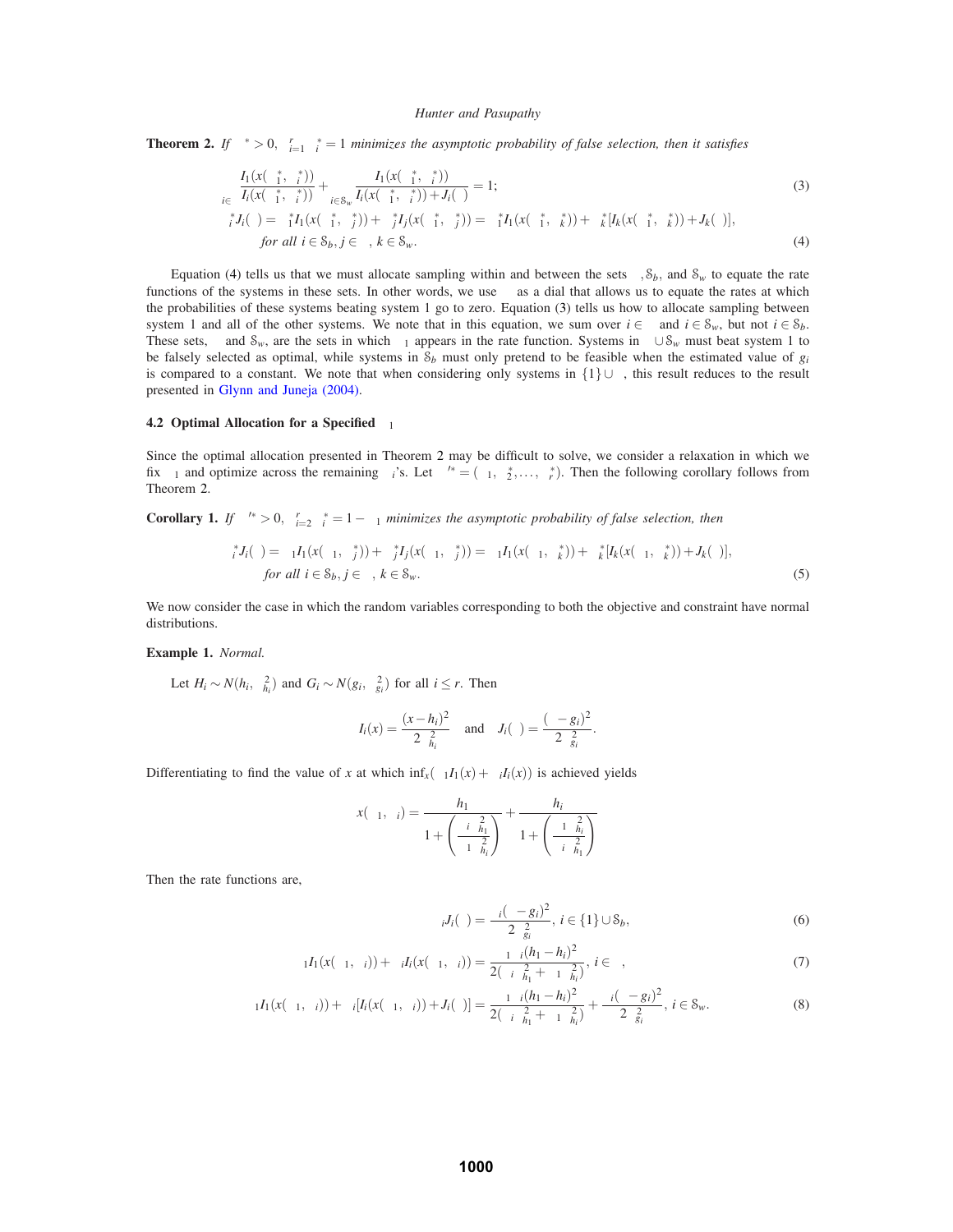**Theorem 2.** *If $\alpha^* > 0$, $\sum_{i=1}^{r} \alpha_i^* = 1$ minimizes the asymptotic probability of false selection, then it satisfies*

$$\sum_{i \in \Gamma} \frac{I_1(x(\alpha_1^*, \alpha_i^*))}{I_i(x(\alpha_1^*, \alpha_i^*))} + \sum_{i \in \mathcal{S}_w} \frac{I_1(x(\alpha_1^*, \alpha_i^*))}{I_i(x(\alpha_1^*, \alpha_i^*)) + J_i(\gamma)} = 1; \tag{3}$$

$$\alpha_i^* J_i(\gamma) = \alpha_1^* I_1(x(\alpha_1^*, \alpha_j^*)) + \alpha_j^* I_j(x(\alpha_1^*, \alpha_j^*)) = \alpha_1^* I_1(x(\alpha_1^*, \alpha_k^*)) + \alpha_k^* [I_k(x(\alpha_1^*, \alpha_k^*)) + J_k(\gamma)],$$
$$\textit{for all } i \in \mathcal{S}_b, j \in \Gamma, k \in \mathcal{S}_w. \tag{4}$$

Equation (4) tells us that we must allocate sampling within and between the sets $\Gamma$, $\mathcal{S}_b$, and $\mathcal{S}_w$ to equate the rate functions of the systems in these sets. In other words, we use $\alpha$ as a dial that allows us to equate the rates at which the probabilities of these systems beating system 1 go to zero. Equation (3) tells us how to allocate sampling between system 1 and all of the other systems. We note that in this equation, we sum over $i \in \Gamma$ and $i \in \mathcal{S}_w$, but not $i \in \mathcal{S}_b$. These sets, $\Gamma$ and $\mathcal{S}_w$, are the sets in which $\alpha_1$ appears in the rate function. Systems in $\Gamma \cup \mathcal{S}_w$ must beat system 1 to be falsely selected as optimal, while systems in $\mathcal{S}_b$ must only pretend to be feasible when the estimated value of $g_i$ is compared to a constant. We note that when considering only systems in $\{1\} \cup \Gamma$, this result reduces to the result presented in Glynn and Juneja (2004).

### 4.2 Optimal Allocation for a Specified $\alpha_1$

Since the optimal allocation presented in Theorem 2 may be difficult to solve, we consider a relaxation in which we fix $\alpha_1$ and optimize across the remaining $\alpha_i$'s. Let $\alpha'^* = (\alpha_1, \alpha_2^*, \ldots, \alpha_r^*)$. Then the following corollary follows from Theorem 2.

**Corollary 1.** *If $\alpha'^* > 0$, $\sum_{i=2}^{r} \alpha_i^* = 1 - \alpha_1$ minimizes the asymptotic probability of false selection, then*

$$\alpha_i^* J_i(\gamma) = \alpha_1 I_1(x(\alpha_1, \alpha_j^*)) + \alpha_j^* I_j(x(\alpha_1, \alpha_j^*)) = \alpha_1 I_1(x(\alpha_1, \alpha_k^*)) + \alpha_k^* [I_k(x(\alpha_1, \alpha_k^*)) + J_k(\gamma)],$$
$$\textit{for all } i \in \mathcal{S}_b, j \in \Gamma, k \in \mathcal{S}_w. \tag{5}$$

We now consider the case in which the random variables corresponding to both the objective and constraint have normal distributions.

**Example 1.** *Normal.*

Let $H_i \sim N(h_i, \sigma_{h_i}^2)$ and $G_i \sim N(g_i, \sigma_{g_i}^2)$ for all $i \leq r$. Then

$$I_i(x) = \frac{(x - h_i)^2}{2\sigma_{h_i}^2} \quad \text{and} \quad J_i(\gamma) = \frac{(\gamma - g_i)^2}{2\sigma_{g_i}^2}.$$

Differentiating to find the value of $x$ at which $\inf_x(\alpha_1 I_1(x) + \alpha_i I_i(x))$ is achieved yields

$$x(\alpha_1, \alpha_i) = \frac{h_1}{1 + \left(\frac{\alpha_i \sigma_{h_1}^2}{\alpha_1 \sigma_{h_i}^2}\right)} + \frac{h_i}{1 + \left(\frac{\alpha_1 \sigma_{h_i}^2}{\alpha_i \sigma_{h_1}^2}\right)}$$

Then the rate functions are,

$$\alpha_i J_i(\gamma) = \frac{\alpha_i(\gamma - g_i)^2}{2\sigma_{g_i}^2}, \; i \in \{1\} \cup \mathcal{S}_b, \tag{6}$$

$$\alpha_1 I_1(x(\alpha_1, \alpha_i)) + \alpha_i I_i(x(\alpha_1, \alpha_i)) = \frac{\alpha_1 \alpha_i (h_1 - h_i)^2}{2(\alpha_i \sigma_{h_1}^2 + \alpha_1 \sigma_{h_i}^2)}, \; i \in \Gamma, \tag{7}$$

$$\alpha_1 I_1(x(\alpha_1, \alpha_i)) + \alpha_i [I_i(x(\alpha_1, \alpha_i)) + J_i(\gamma)] = \frac{\alpha_1 \alpha_i (h_1 - h_i)^2}{2(\alpha_i \sigma_{h_1}^2 + \alpha_1 \sigma_{h_i}^2)} + \frac{\alpha_i(\gamma - g_i)^2}{2\sigma_{g_i}^2}, \; i \in \mathcal{S}_w. \tag{8}$$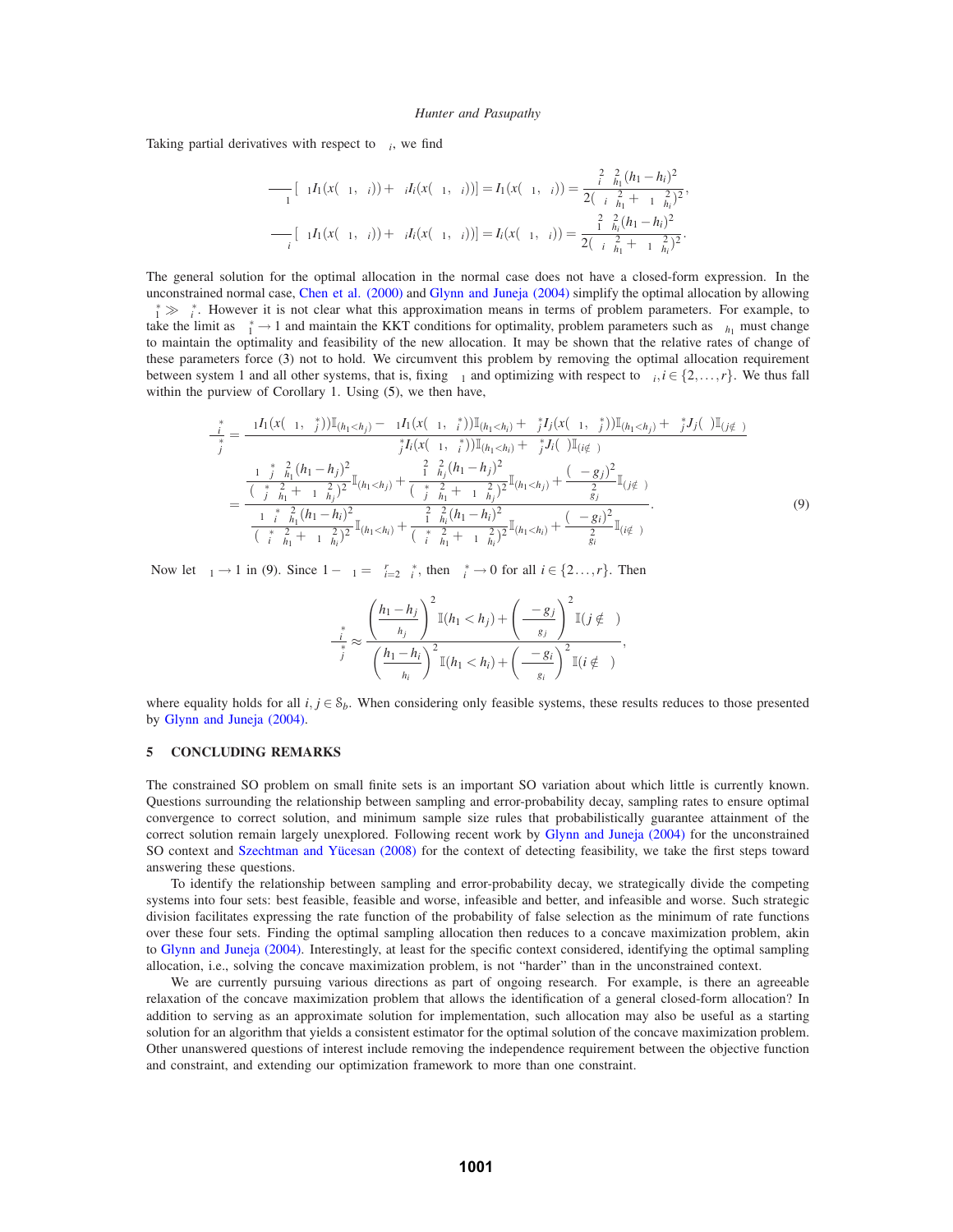Taking partial derivatives with respect to $\alpha_i$, we find

$$\frac{\partial}{\partial \alpha_1}[\alpha_1 I_1(x(\alpha_1,\alpha_i)) + \alpha_i I_i(x(\alpha_1,\alpha_i))] = I_1(x(\alpha_1,\alpha_i)) = \frac{\alpha_i^2 \sigma_{h_1}^2 (h_1 - h_i)^2}{2(\alpha_i \sigma_{h_1}^2 + \alpha_1 \sigma_{h_i}^2)^2},$$

$$\frac{\partial}{\partial \alpha_i}[\alpha_1 I_1(x(\alpha_1,\alpha_i)) + \alpha_i I_i(x(\alpha_1,\alpha_i))] = I_i(x(\alpha_1,\alpha_i)) = \frac{\alpha_1^2 \sigma_{h_i}^2 (h_1 - h_i)^2}{2(\alpha_i \sigma_{h_1}^2 + \alpha_1 \sigma_{h_i}^2)^2}.$$

The general solution for the optimal allocation in the normal case does not have a closed-form expression. In the unconstrained normal case, Chen et al. (2000) and Glynn and Juneja (2004) simplify the optimal allocation by allowing $\alpha_1^* \gg \alpha_i^*$. However it is not clear what this approximation means in terms of problem parameters. For example, to take the limit as $\alpha_1^* \to 1$ and maintain the KKT conditions for optimality, problem parameters such as $\sigma_{h_1}$ must change to maintain the optimality and feasibility of the new allocation. It may be shown that the relative rates of change of these parameters force (3) not to hold. We circumvent this problem by removing the optimal allocation requirement between system 1 and all other systems, that is, fixing $\alpha_1$ and optimizing with respect to $\alpha_i, i \in \{2,\ldots,r\}$. We thus fall within the purview of Corollary 1. Using (5), we then have,

$$\begin{aligned}
\frac{\alpha_i^*}{\alpha_j^*} &= \frac{\alpha_1 I_1(x(\alpha_1,\alpha_j^*))\mathbb{I}_{(h_1<h_j)} - \alpha_1 I_1(x(\alpha_1,\alpha_i^*))\mathbb{I}_{(h_1<h_i)} + \alpha_j^* I_j(x(\alpha_1,\alpha_j^*))\mathbb{I}_{(h_1<h_j)} + \alpha_j^* J_j(\gamma)\mathbb{I}_{(j\notin\Gamma)}}{\alpha_j^* I_i(x(\alpha_1,\alpha_i^*))\mathbb{I}_{(h_1<h_i)} + \alpha_j^* J_i(\gamma)\mathbb{I}_{(i\notin\Gamma)}} \\
&= \frac{\dfrac{\alpha_1 \alpha_j^* \sigma_{h_1}^2 (h_1-h_j)^2}{(\alpha_j^* \sigma_{h_1}^2 + \alpha_1 \sigma_{h_j}^2)^2}\mathbb{I}_{(h_1<h_j)} + \dfrac{\alpha_1^2 \sigma_{h_j}^2 (h_1-h_j)^2}{(\alpha_j^* \sigma_{h_1}^2 + \alpha_1 \sigma_{h_j}^2)^2}\mathbb{I}_{(h_1<h_j)} + \dfrac{(\gamma-g_j)^2}{\sigma_{g_j}^2}\mathbb{I}_{(j\notin\Gamma)}}{\dfrac{\alpha_1 \alpha_i^* \sigma_{h_1}^2 (h_1-h_i)^2}{(\alpha_i^* \sigma_{h_1}^2 + \alpha_1 \sigma_{h_i}^2)^2}\mathbb{I}_{(h_1<h_i)} + \dfrac{\alpha_1^2 \sigma_{h_i}^2 (h_1-h_i)^2}{(\alpha_i^* \sigma_{h_1}^2 + \alpha_1 \sigma_{h_i}^2)^2}\mathbb{I}_{(h_1<h_i)} + \dfrac{(\gamma-g_i)^2}{\sigma_{g_i}^2}\mathbb{I}_{(i\notin\Gamma)}}.
\end{aligned} \tag{9}$$

Now let $\alpha_1 \to 1$ in (9). Since $1-\alpha_1 = \sum_{i=2}^r \alpha_i^*$, then $\alpha_i^* \to 0$ for all $i \in \{2\ldots,r\}$. Then

$$\frac{\alpha_i^*}{\alpha_j^*} \approx \frac{\left(\dfrac{h_1-h_j}{\sigma_{h_j}}\right)^2 \mathbb{I}(h_1<h_j) + \left(\dfrac{\gamma-g_j}{\sigma_{g_j}}\right)^2 \mathbb{I}(j\notin\Gamma)}{\left(\dfrac{h_1-h_i}{\sigma_{h_i}}\right)^2 \mathbb{I}(h_1<h_i) + \left(\dfrac{\gamma-g_i}{\sigma_{g_i}}\right)^2 \mathbb{I}(i\notin\Gamma)},$$

where equality holds for all $i,j \in \mathcal{S}_b$. When considering only feasible systems, these results reduces to those presented by Glynn and Juneja (2004).

## 5 CONCLUDING REMARKS

The constrained SO problem on small finite sets is an important SO variation about which little is currently known. Questions surrounding the relationship between sampling and error-probability decay, sampling rates to ensure optimal convergence to correct solution, and minimum sample size rules that probabilistically guarantee attainment of the correct solution remain largely unexplored. Following recent work by Glynn and Juneja (2004) for the unconstrained SO context and Szechtman and Yücesan (2008) for the context of detecting feasibility, we take the first steps toward answering these questions.

To identify the relationship between sampling and error-probability decay, we strategically divide the competing systems into four sets: best feasible, feasible and worse, infeasible and better, and infeasible and worse. Such strategic division facilitates expressing the rate function of the probability of false selection as the minimum of rate functions over these four sets. Finding the optimal sampling allocation then reduces to a concave maximization problem, akin to Glynn and Juneja (2004). Interestingly, at least for the specific context considered, identifying the optimal sampling allocation, i.e., solving the concave maximization problem, is not "harder" than in the unconstrained context.

We are currently pursuing various directions as part of ongoing research. For example, is there an agreeable relaxation of the concave maximization problem that allows the identification of a general closed-form allocation? In addition to serving as an approximate solution for implementation, such allocation may also be useful as a starting solution for an algorithm that yields a consistent estimator for the optimal solution of the concave maximization problem. Other unanswered questions of interest include removing the independence requirement between the objective function and constraint, and extending our optimization framework to more than one constraint.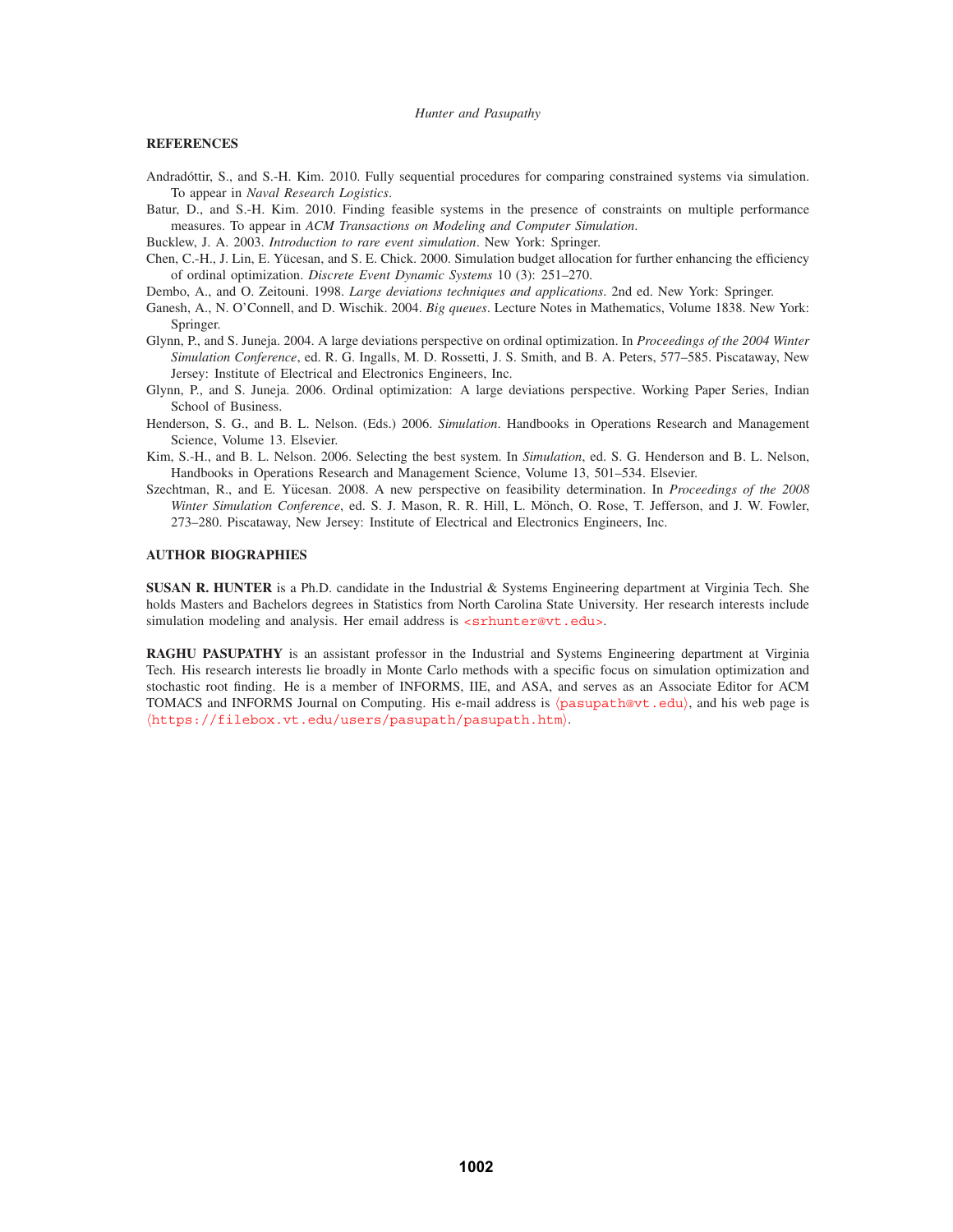## REFERENCES

Andradóttir, S., and S.-H. Kim. 2010. Fully sequential procedures for comparing constrained systems via simulation. To appear in *Naval Research Logistics*.

Batur, D., and S.-H. Kim. 2010. Finding feasible systems in the presence of constraints on multiple performance measures. To appear in *ACM Transactions on Modeling and Computer Simulation*.

Bucklew, J. A. 2003. *Introduction to rare event simulation*. New York: Springer.

Chen, C.-H., J. Lin, E. Yücesan, and S. E. Chick. 2000. Simulation budget allocation for further enhancing the efficiency of ordinal optimization. *Discrete Event Dynamic Systems* 10 (3): 251–270.

Dembo, A., and O. Zeitouni. 1998. *Large deviations techniques and applications*. 2nd ed. New York: Springer.

Ganesh, A., N. O'Connell, and D. Wischik. 2004. *Big queues*. Lecture Notes in Mathematics, Volume 1838. New York: Springer.

Glynn, P., and S. Juneja. 2004. A large deviations perspective on ordinal optimization. In *Proceedings of the 2004 Winter Simulation Conference*, ed. R. G. Ingalls, M. D. Rossetti, J. S. Smith, and B. A. Peters, 577–585. Piscataway, New Jersey: Institute of Electrical and Electronics Engineers, Inc.

Glynn, P., and S. Juneja. 2006. Ordinal optimization: A large deviations perspective. Working Paper Series, Indian School of Business.

Henderson, S. G., and B. L. Nelson. (Eds.) 2006. *Simulation*. Handbooks in Operations Research and Management Science, Volume 13. Elsevier.

Kim, S.-H., and B. L. Nelson. 2006. Selecting the best system. In *Simulation*, ed. S. G. Henderson and B. L. Nelson, Handbooks in Operations Research and Management Science, Volume 13, 501–534. Elsevier.

Szechtman, R., and E. Yücesan. 2008. A new perspective on feasibility determination. In *Proceedings of the 2008 Winter Simulation Conference*, ed. S. J. Mason, R. R. Hill, L. Mönch, O. Rose, T. Jefferson, and J. W. Fowler, 273–280. Piscataway, New Jersey: Institute of Electrical and Electronics Engineers, Inc.

## AUTHOR BIOGRAPHIES

**SUSAN R. HUNTER** is a Ph.D. candidate in the Industrial & Systems Engineering department at Virginia Tech. She holds Masters and Bachelors degrees in Statistics from North Carolina State University. Her research interests include simulation modeling and analysis. Her email address is <srhunter@vt.edu>.

**RAGHU PASUPATHY** is an assistant professor in the Industrial and Systems Engineering department at Virginia Tech. His research interests lie broadly in Monte Carlo methods with a specific focus on simulation optimization and stochastic root finding. He is a member of INFORMS, IIE, and ASA, and serves as an Associate Editor for ACM TOMACS and INFORMS Journal on Computing. His e-mail address is ⟨pasupath@vt.edu⟩, and his web page is ⟨https://filebox.vt.edu/users/pasupath/pasupath.htm⟩.